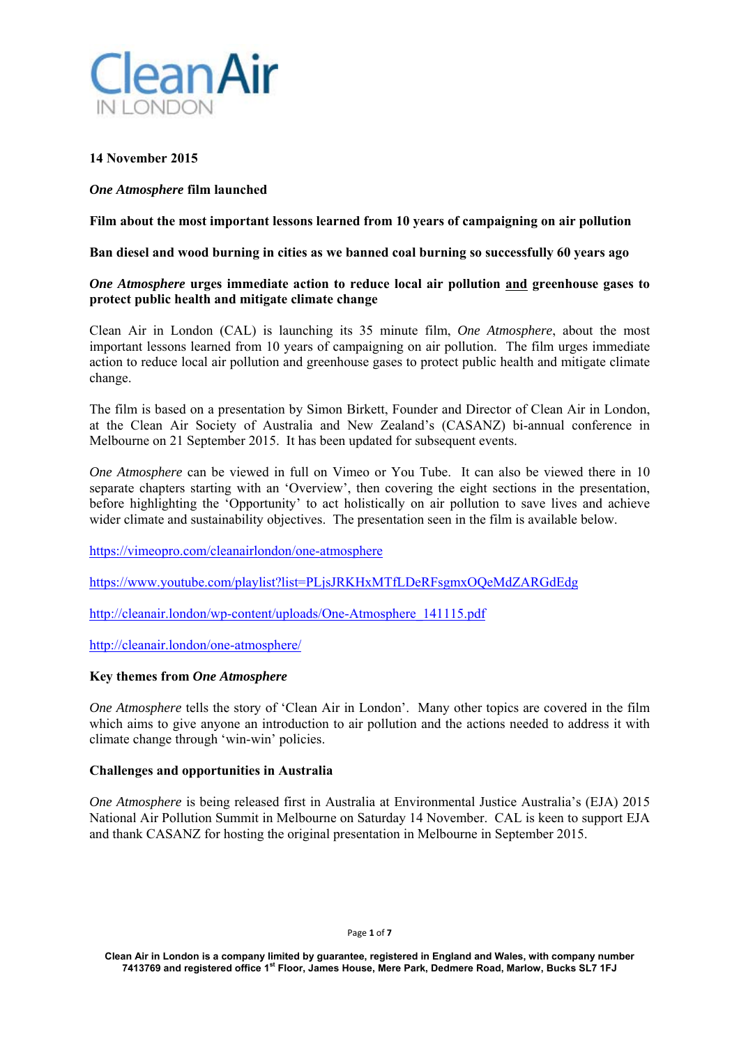**14 November 2015**

***One Atmosphere*** **film launched**

**Film about the most important lessons learned from 10 years of campaigning on air pollution**

**Ban diesel and wood burning in cities as we banned coal burning so successfully 60 years ago**

***One Atmosphere*** **urges immediate action to reduce local air pollution** **<u>and</u>** **greenhouse gases to protect public health and mitigate climate change**

Clean Air in London (CAL) is launching its 35 minute film, *One Atmosphere*, about the most important lessons learned from 10 years of campaigning on air pollution. The film urges immediate action to reduce local air pollution and greenhouse gases to protect public health and mitigate climate change.

The film is based on a presentation by Simon Birkett, Founder and Director of Clean Air in London, at the Clean Air Society of Australia and New Zealand's (CASANZ) bi-annual conference in Melbourne on 21 September 2015. It has been updated for subsequent events.

*One Atmosphere* can be viewed in full on Vimeo or You Tube. It can also be viewed there in 10 separate chapters starting with an 'Overview', then covering the eight sections in the presentation, before highlighting the 'Opportunity' to act holistically on air pollution to save lives and achieve wider climate and sustainability objectives. The presentation seen in the film is available below.

https://vimeopro.com/cleanairlondon/one-atmosphere

https://www.youtube.com/playlist?list=PLjsJRKHxMTfLDeRFsgmxOQeMdZARGdEdg

http://cleanair.london/wp-content/uploads/One-Atmosphere_141115.pdf

http://cleanair.london/one-atmosphere/

**Key themes from** ***One Atmosphere***

*One Atmosphere* tells the story of 'Clean Air in London'. Many other topics are covered in the film which aims to give anyone an introduction to air pollution and the actions needed to address it with climate change through 'win-win' policies.

**Challenges and opportunities in Australia**

*One Atmosphere* is being released first in Australia at Environmental Justice Australia's (EJA) 2015 National Air Pollution Summit in Melbourne on Saturday 14 November. CAL is keen to support EJA and thank CASANZ for hosting the original presentation in Melbourne in September 2015.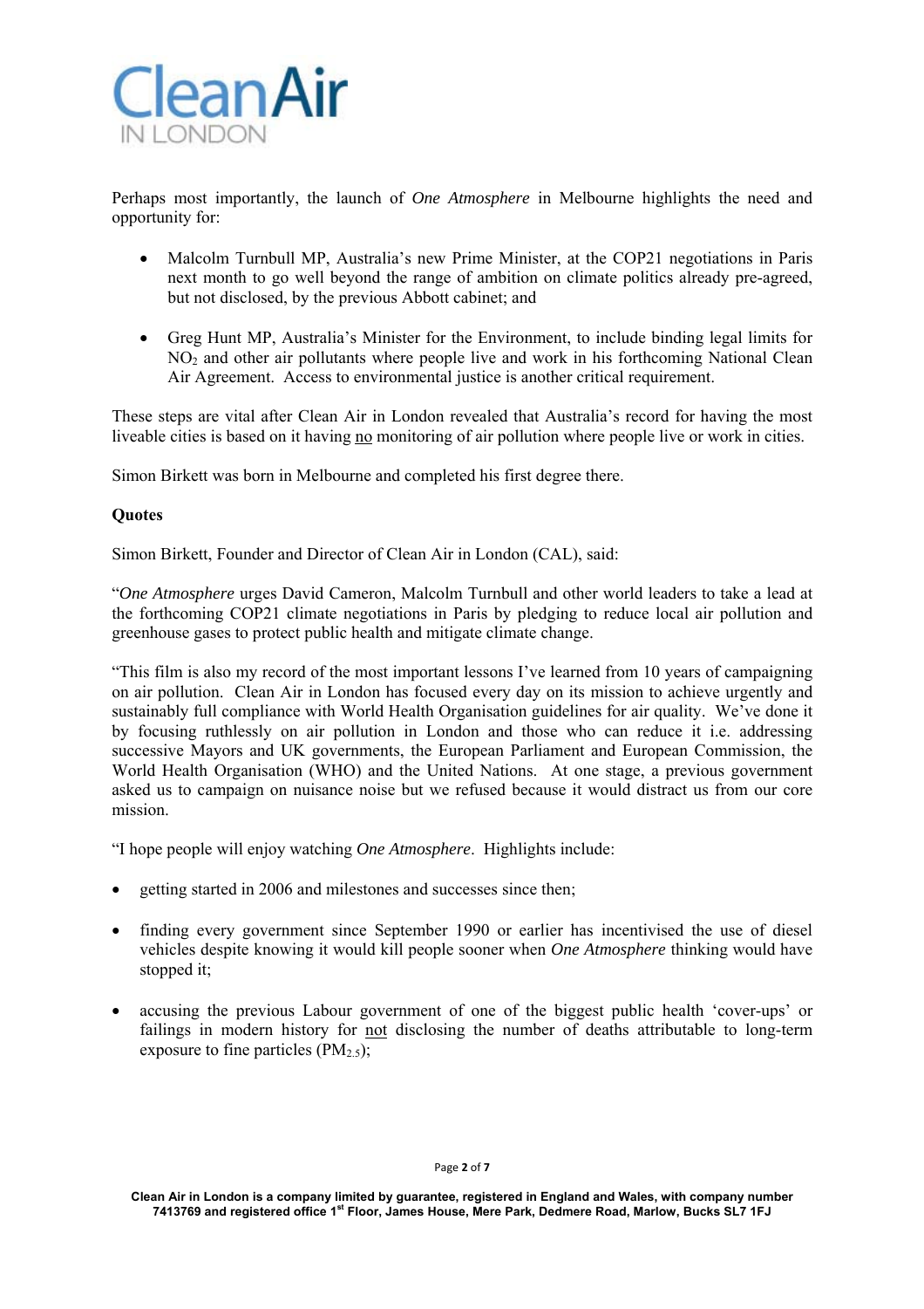Perhaps most importantly, the launch of *One Atmosphere* in Melbourne highlights the need and opportunity for:

- Malcolm Turnbull MP, Australia's new Prime Minister, at the COP21 negotiations in Paris next month to go well beyond the range of ambition on climate politics already pre-agreed, but not disclosed, by the previous Abbott cabinet; and

- Greg Hunt MP, Australia's Minister for the Environment, to include binding legal limits for $NO_2$ and other air pollutants where people live and work in his forthcoming National Clean Air Agreement. Access to environmental justice is another critical requirement.

These steps are vital after Clean Air in London revealed that Australia's record for having the most liveable cities is based on it having <u>no</u> monitoring of air pollution where people live or work in cities.

Simon Birkett was born in Melbourne and completed his first degree there.

**Quotes**

Simon Birkett, Founder and Director of Clean Air in London (CAL), said:

"*One Atmosphere* urges David Cameron, Malcolm Turnbull and other world leaders to take a lead at the forthcoming COP21 climate negotiations in Paris by pledging to reduce local air pollution and greenhouse gases to protect public health and mitigate climate change.

"This film is also my record of the most important lessons I've learned from 10 years of campaigning on air pollution. Clean Air in London has focused every day on its mission to achieve urgently and sustainably full compliance with World Health Organisation guidelines for air quality. We've done it by focusing ruthlessly on air pollution in London and those who can reduce it i.e. addressing successive Mayors and UK governments, the European Parliament and European Commission, the World Health Organisation (WHO) and the United Nations. At one stage, a previous government asked us to campaign on nuisance noise but we refused because it would distract us from our core mission.

"I hope people will enjoy watching *One Atmosphere*. Highlights include:

- getting started in 2006 and milestones and successes since then;

- finding every government since September 1990 or earlier has incentivised the use of diesel vehicles despite knowing it would kill people sooner when *One Atmosphere* thinking would have stopped it;

- accusing the previous Labour government of one of the biggest public health 'cover-ups' or failings in modern history for <u>not</u> disclosing the number of deaths attributable to long-term exposure to fine particles ($PM_{2.5}$);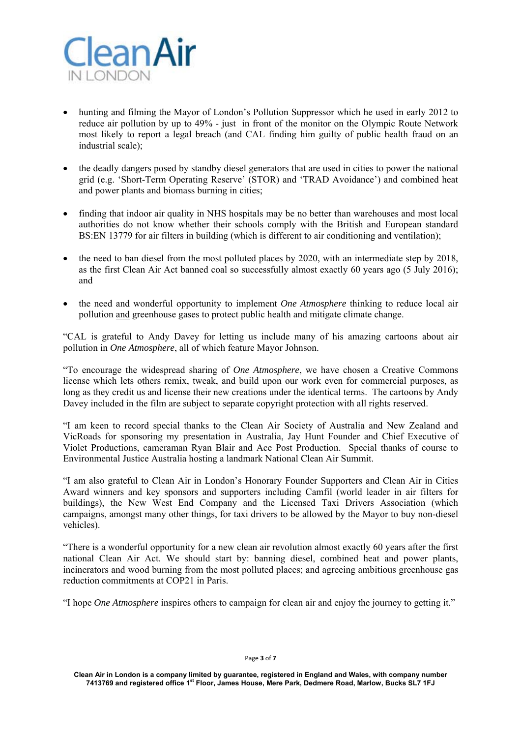- hunting and filming the Mayor of London's Pollution Suppressor which he used in early 2012 to reduce air pollution by up to 49% - just in front of the monitor on the Olympic Route Network most likely to report a legal breach (and CAL finding him guilty of public health fraud on an industrial scale);

- the deadly dangers posed by standby diesel generators that are used in cities to power the national grid (e.g. 'Short-Term Operating Reserve' (STOR) and 'TRAD Avoidance') and combined heat and power plants and biomass burning in cities;

- finding that indoor air quality in NHS hospitals may be no better than warehouses and most local authorities do not know whether their schools comply with the British and European standard BS:EN 13779 for air filters in building (which is different to air conditioning and ventilation);

- the need to ban diesel from the most polluted places by 2020, with an intermediate step by 2018, as the first Clean Air Act banned coal so successfully almost exactly 60 years ago (5 July 2016); and

- the need and wonderful opportunity to implement *One Atmosphere* thinking to reduce local air pollution <u>and</u> greenhouse gases to protect public health and mitigate climate change.

"CAL is grateful to Andy Davey for letting us include many of his amazing cartoons about air pollution in *One Atmosphere*, all of which feature Mayor Johnson.

"To encourage the widespread sharing of *One Atmosphere*, we have chosen a Creative Commons license which lets others remix, tweak, and build upon our work even for commercial purposes, as long as they credit us and license their new creations under the identical terms. The cartoons by Andy Davey included in the film are subject to separate copyright protection with all rights reserved.

"I am keen to record special thanks to the Clean Air Society of Australia and New Zealand and VicRoads for sponsoring my presentation in Australia, Jay Hunt Founder and Chief Executive of Violet Productions, cameraman Ryan Blair and Ace Post Production. Special thanks of course to Environmental Justice Australia hosting a landmark National Clean Air Summit.

"I am also grateful to Clean Air in London's Honorary Founder Supporters and Clean Air in Cities Award winners and key sponsors and supporters including Camfil (world leader in air filters for buildings), the New West End Company and the Licensed Taxi Drivers Association (which campaigns, amongst many other things, for taxi drivers to be allowed by the Mayor to buy non-diesel vehicles).

"There is a wonderful opportunity for a new clean air revolution almost exactly 60 years after the first national Clean Air Act. We should start by: banning diesel, combined heat and power plants, incinerators and wood burning from the most polluted places; and agreeing ambitious greenhouse gas reduction commitments at COP21 in Paris.

"I hope *One Atmosphere* inspires others to campaign for clean air and enjoy the journey to getting it."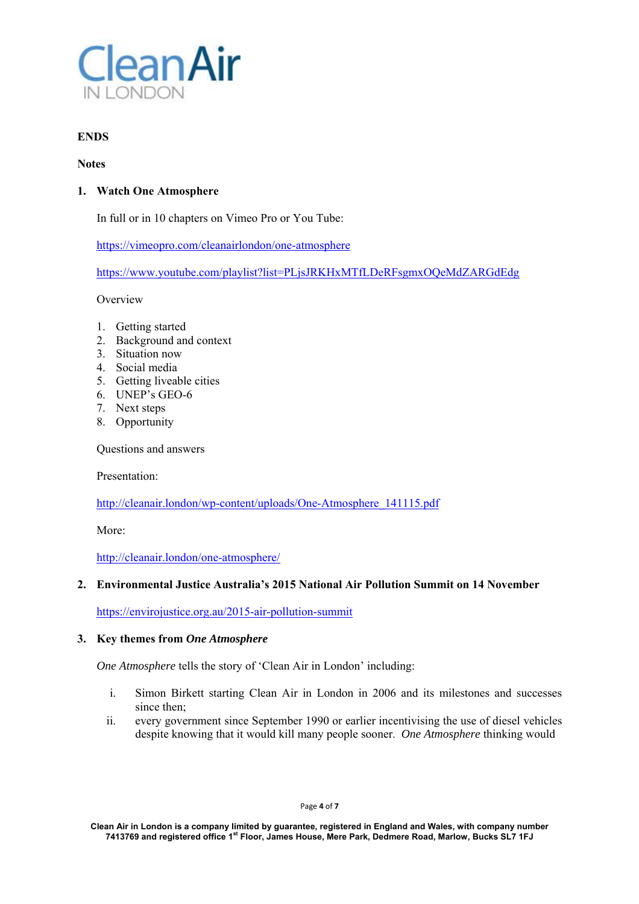**ENDS**

**Notes**

1. **Watch One Atmosphere**

   In full or in 10 chapters on Vimeo Pro or You Tube:

   https://vimeopro.com/cleanairlondon/one-atmosphere

   https://www.youtube.com/playlist?list=PLjsJRKHxMTfLDeRFsgmxOQeMdZARGdEdg

   Overview

   1. Getting started
   2. Background and context
   3. Situation now
   4. Social media
   5. Getting liveable cities
   6. UNEP's GEO-6
   7. Next steps
   8. Opportunity

   Questions and answers

   Presentation:

   http://cleanair.london/wp-content/uploads/One-Atmosphere_141115.pdf

   More:

   http://cleanair.london/one-atmosphere/

2. **Environmental Justice Australia's 2015 National Air Pollution Summit on 14 November**

   https://envirojustice.org.au/2015-air-pollution-summit

3. **Key themes from *One Atmosphere***

   *One Atmosphere* tells the story of 'Clean Air in London' including:

   i. Simon Birkett starting Clean Air in London in 2006 and its milestones and successes since then;
   ii. every government since September 1990 or earlier incentivising the use of diesel vehicles despite knowing that it would kill many people sooner. *One Atmosphere* thinking would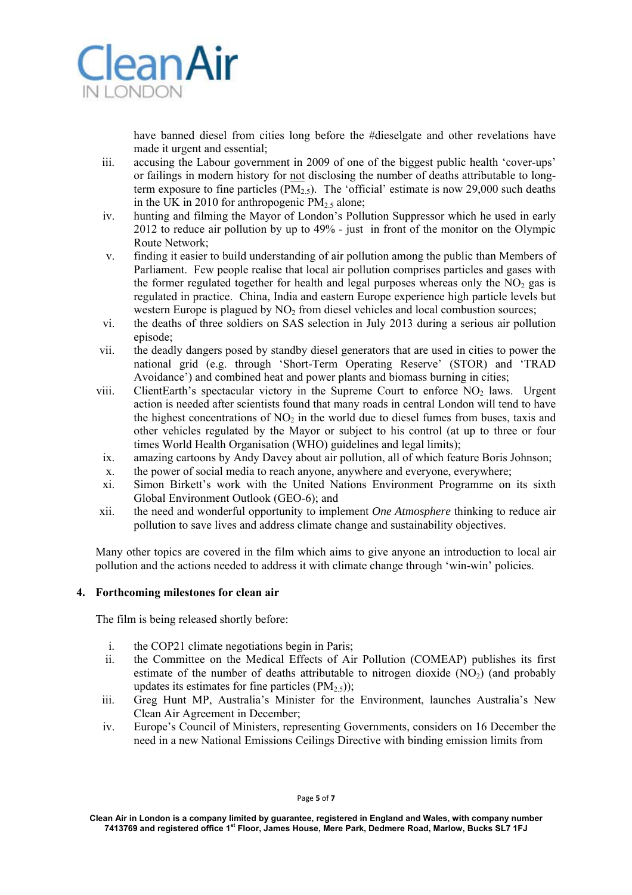have banned diesel from cities long before the #dieselgate and other revelations have made it urgent and essential;

iii. accusing the Labour government in 2009 of one of the biggest public health 'cover-ups' or failings in modern history for not disclosing the number of deaths attributable to long-term exposure to fine particles ($PM_{2.5}$). The 'official' estimate is now 29,000 such deaths in the UK in 2010 for anthropogenic $PM_{2.5}$ alone;

iv. hunting and filming the Mayor of London's Pollution Suppressor which he used in early 2012 to reduce air pollution by up to 49% - just in front of the monitor on the Olympic Route Network;

v. finding it easier to build understanding of air pollution among the public than Members of Parliament. Few people realise that local air pollution comprises particles and gases with the former regulated together for health and legal purposes whereas only the $NO_2$ gas is regulated in practice. China, India and eastern Europe experience high particle levels but western Europe is plagued by $NO_2$ from diesel vehicles and local combustion sources;

vi. the deaths of three soldiers on SAS selection in July 2013 during a serious air pollution episode;

vii. the deadly dangers posed by standby diesel generators that are used in cities to power the national grid (e.g. through 'Short-Term Operating Reserve' (STOR) and 'TRAD Avoidance') and combined heat and power plants and biomass burning in cities;

viii. ClientEarth's spectacular victory in the Supreme Court to enforce $NO_2$ laws. Urgent action is needed after scientists found that many roads in central London will tend to have the highest concentrations of $NO_2$ in the world due to diesel fumes from buses, taxis and other vehicles regulated by the Mayor or subject to his control (at up to three or four times World Health Organisation (WHO) guidelines and legal limits);

ix. amazing cartoons by Andy Davey about air pollution, all of which feature Boris Johnson;

x. the power of social media to reach anyone, anywhere and everyone, everywhere;

xi. Simon Birkett's work with the United Nations Environment Programme on its sixth Global Environment Outlook (GEO-6); and

xii. the need and wonderful opportunity to implement *One Atmosphere* thinking to reduce air pollution to save lives and address climate change and sustainability objectives.

Many other topics are covered in the film which aims to give anyone an introduction to local air pollution and the actions needed to address it with climate change through 'win-win' policies.

## 4. Forthcoming milestones for clean air

The film is being released shortly before:

i. the COP21 climate negotiations begin in Paris;

ii. the Committee on the Medical Effects of Air Pollution (COMEAP) publishes its first estimate of the number of deaths attributable to nitrogen dioxide ($NO_2$) (and probably updates its estimates for fine particles ($PM_{2.5}$));

iii. Greg Hunt MP, Australia's Minister for the Environment, launches Australia's New Clean Air Agreement in December;

iv. Europe's Council of Ministers, representing Governments, considers on 16 December the need in a new National Emissions Ceilings Directive with binding emission limits from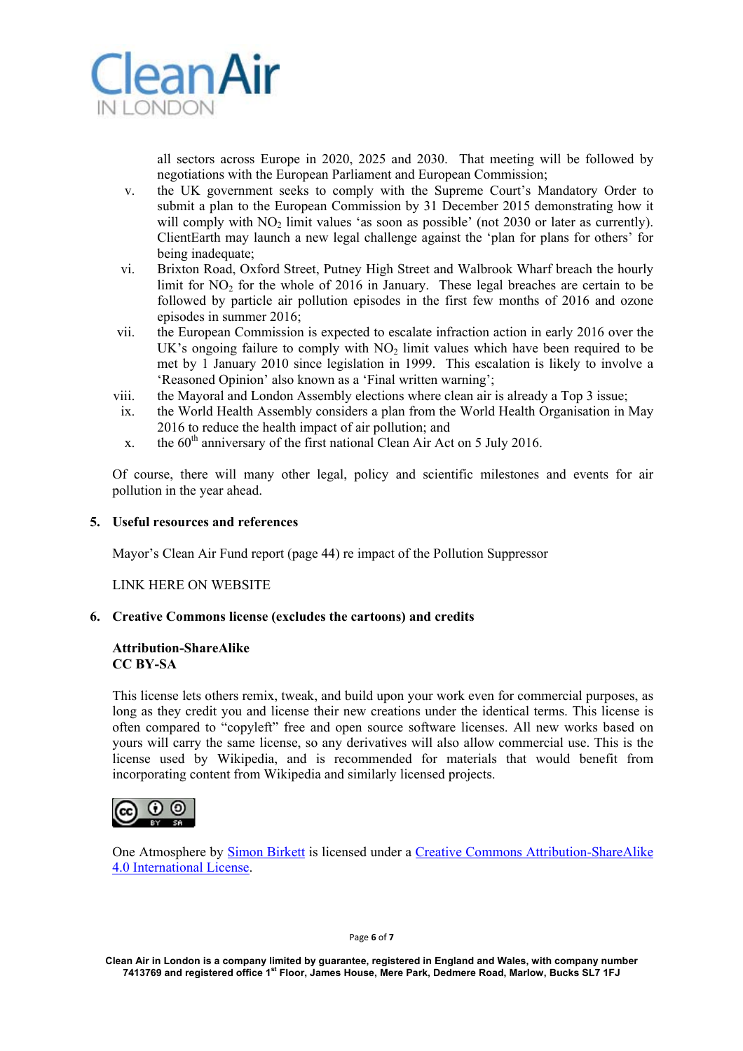all sectors across Europe in 2020, 2025 and 2030. That meeting will be followed by negotiations with the European Parliament and European Commission;

v. the UK government seeks to comply with the Supreme Court's Mandatory Order to submit a plan to the European Commission by 31 December 2015 demonstrating how it will comply with $NO_2$ limit values 'as soon as possible' (not 2030 or later as currently). ClientEarth may launch a new legal challenge against the 'plan for plans for others' for being inadequate;

vi. Brixton Road, Oxford Street, Putney High Street and Walbrook Wharf breach the hourly limit for $NO_2$ for the whole of 2016 in January. These legal breaches are certain to be followed by particle air pollution episodes in the first few months of 2016 and ozone episodes in summer 2016;

vii. the European Commission is expected to escalate infraction action in early 2016 over the UK's ongoing failure to comply with $NO_2$ limit values which have been required to be met by 1 January 2010 since legislation in 1999. This escalation is likely to involve a 'Reasoned Opinion' also known as a 'Final written warning';

viii. the Mayoral and London Assembly elections where clean air is already a Top 3 issue;

ix. the World Health Assembly considers a plan from the World Health Organisation in May 2016 to reduce the health impact of air pollution; and

x. the 60th anniversary of the first national Clean Air Act on 5 July 2016.

Of course, there will many other legal, policy and scientific milestones and events for air pollution in the year ahead.

## 5. Useful resources and references

Mayor's Clean Air Fund report (page 44) re impact of the Pollution Suppressor

LINK HERE ON WEBSITE

## 6. Creative Commons license (excludes the cartoons) and credits

**Attribution-ShareAlike**
**CC BY-SA**

This license lets others remix, tweak, and build upon your work even for commercial purposes, as long as they credit you and license their new creations under the identical terms. This license is often compared to "copyleft" free and open source software licenses. All new works based on yours will carry the same license, so any derivatives will also allow commercial use. This is the license used by Wikipedia, and is recommended for materials that would benefit from incorporating content from Wikipedia and similarly licensed projects.

One Atmosphere by Simon Birkett is licensed under a Creative Commons Attribution-ShareAlike 4.0 International License.

Clean Air in London is a company limited by guarantee, registered in England and Wales, with company number 7413769 and registered office 1st Floor, James House, Mere Park, Dedmere Road, Marlow, Bucks SL7 1FJ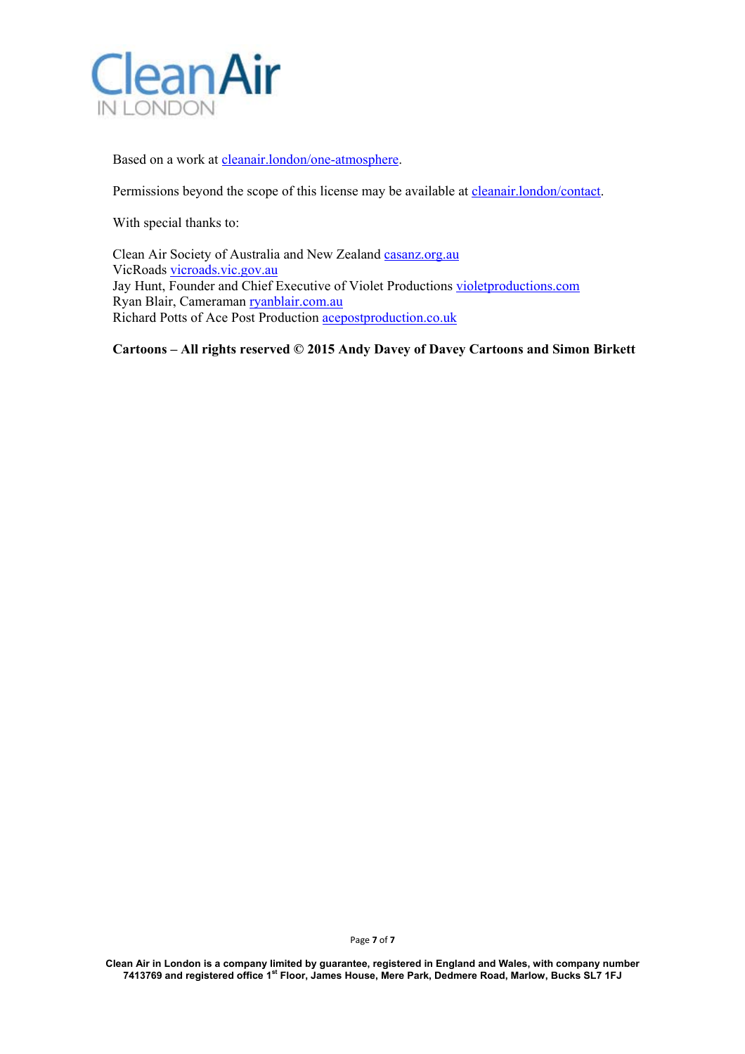Clean Air IN LONDON

Based on a work at cleanair.london/one-atmosphere.

Permissions beyond the scope of this license may be available at cleanair.london/contact.

With special thanks to:

Clean Air Society of Australia and New Zealand casanz.org.au
VicRoads vicroads.vic.gov.au
Jay Hunt, Founder and Chief Executive of Violet Productions violetproductions.com
Ryan Blair, Cameraman ryanblair.com.au
Richard Potts of Ace Post Production acepostproduction.co.uk

**Cartoons – All rights reserved © 2015 Andy Davey of Davey Cartoons and Simon Birkett**

**Clean Air in London is a company limited by guarantee, registered in England and Wales, with company number 7413769 and registered office 1st Floor, James House, Mere Park, Dedmere Road, Marlow, Bucks SL7 1FJ**